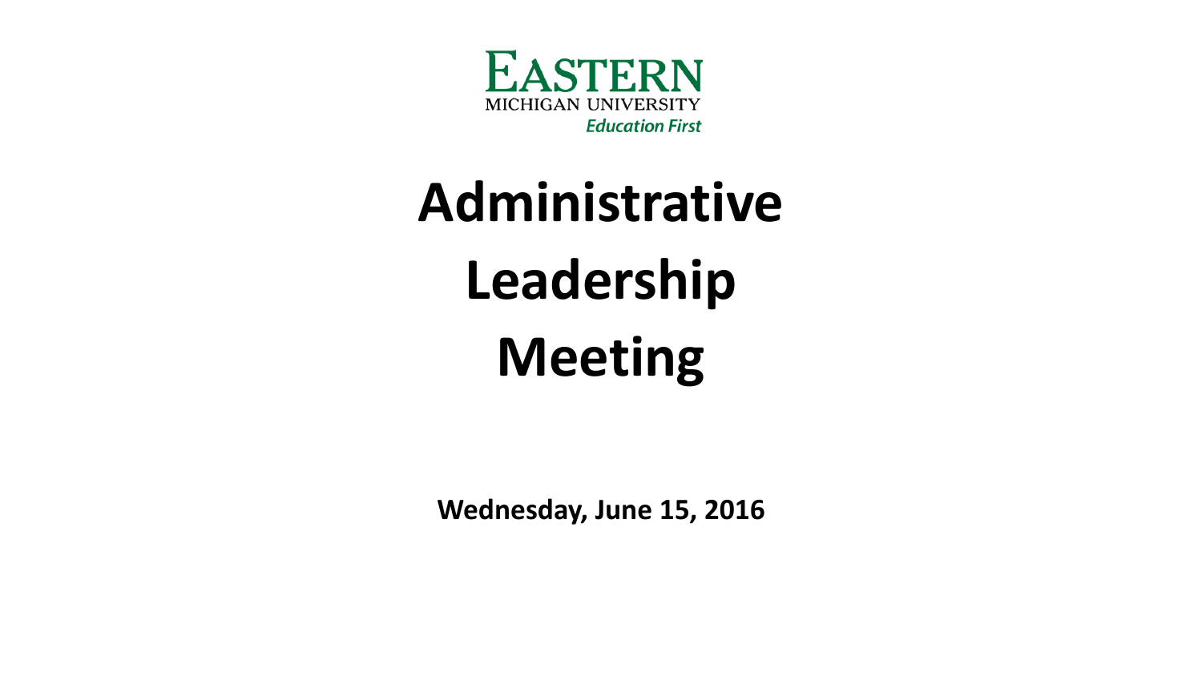EASTERN
MICHIGAN UNIVERSITY
*Education First*

# Administrative Leadership Meeting

**Wednesday, June 15, 2016**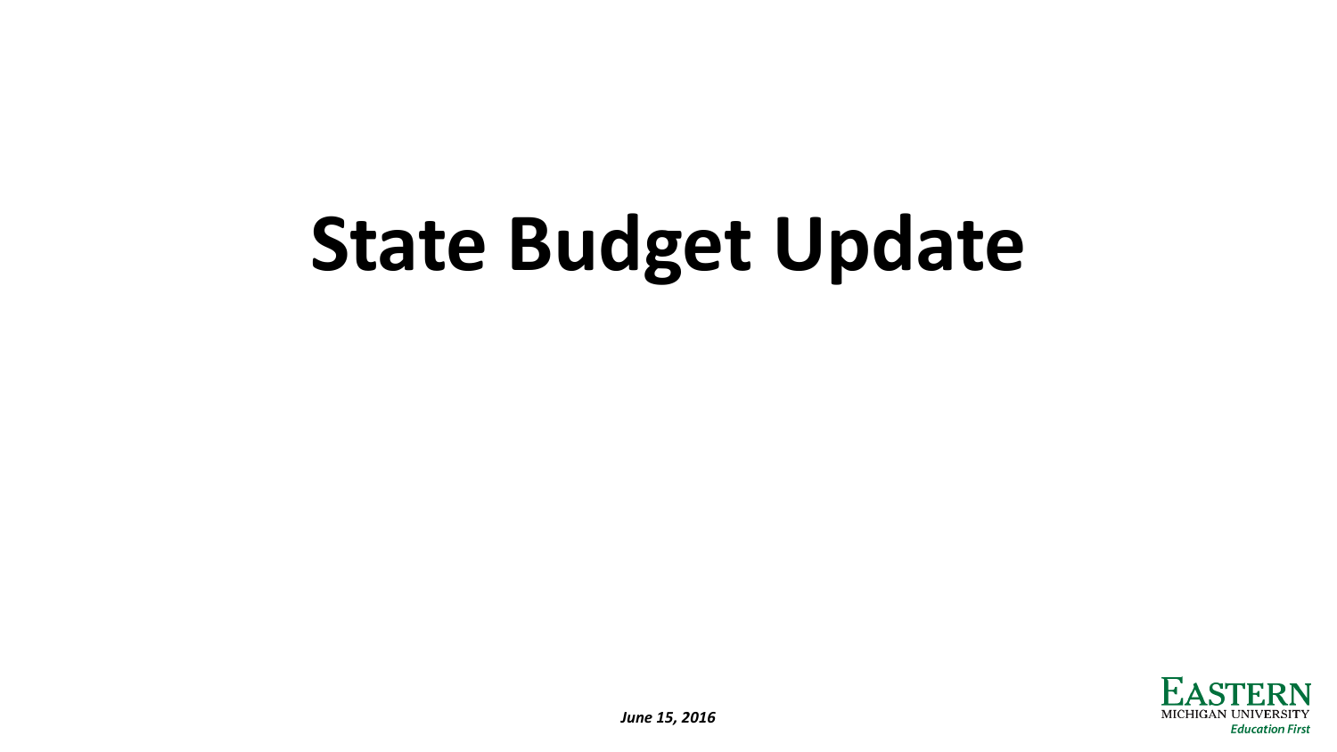# State Budget Update

***June 15, 2016***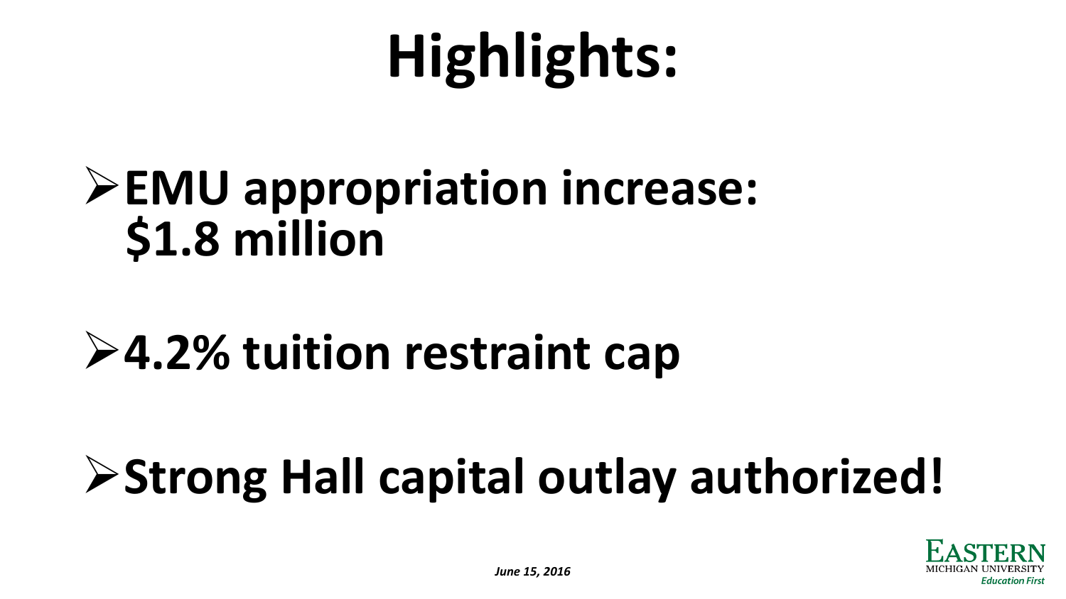# Highlights:

- **EMU appropriation increase: $1.8 million**
- **4.2% tuition restraint cap**
- **Strong Hall capital outlay authorized!**

*June 15, 2016*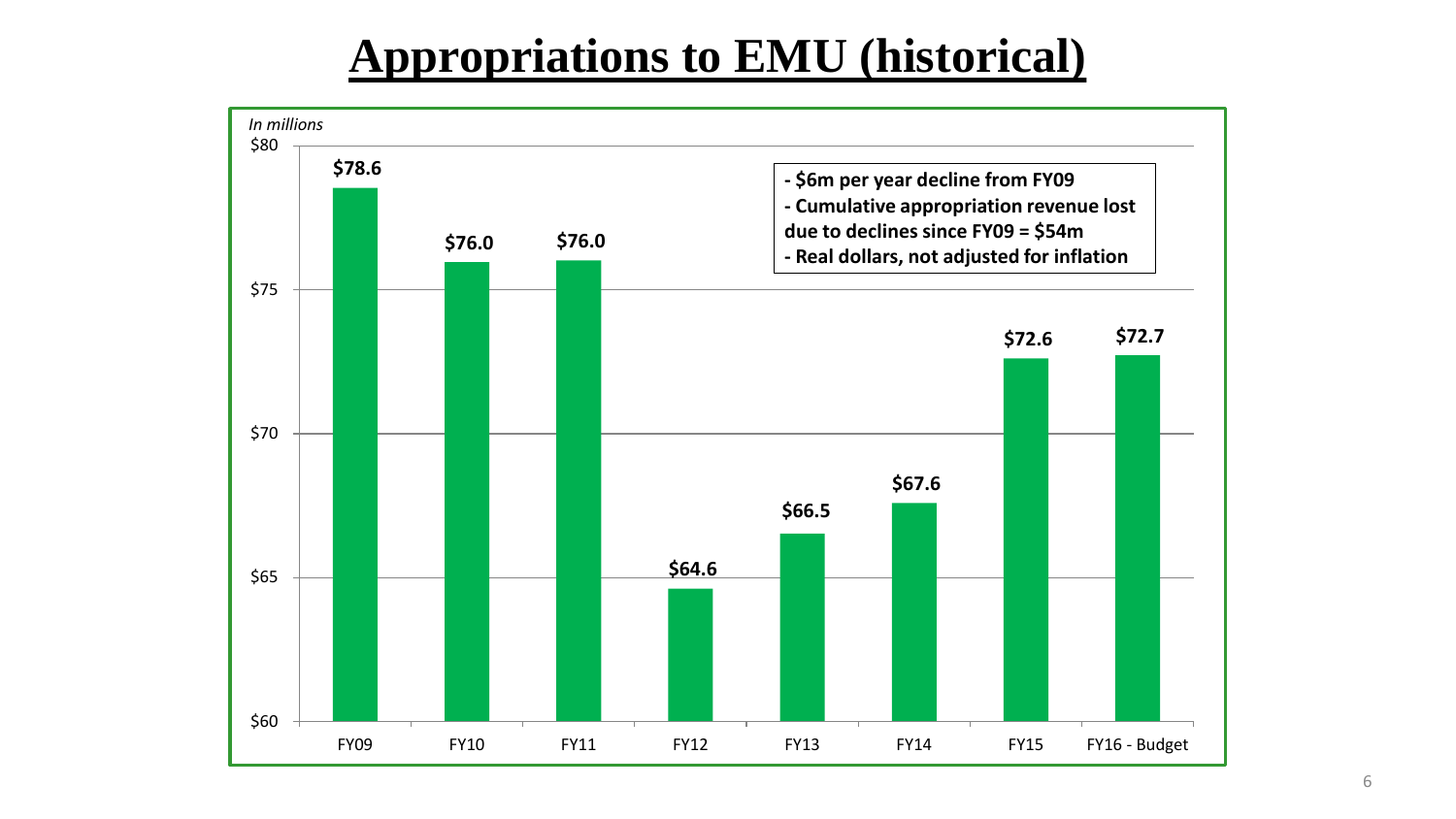# Appropriations to EMU (historical)

*In millions*

| Fiscal Year | Appropriation |
|---|---|
| FY09 | $78.6 |
| FY10 | $76.0 |
| FY11 | $76.0 |
| FY12 | $64.6 |
| FY13 | $66.5 |
| FY14 | $67.6 |
| FY15 | $72.6 |
| FY16 - Budget | $72.7 |

- **$6m per year decline from FY09**
- **Cumulative appropriation revenue lost due to declines since FY09 = $54m**
- **Real dollars, not adjusted for inflation**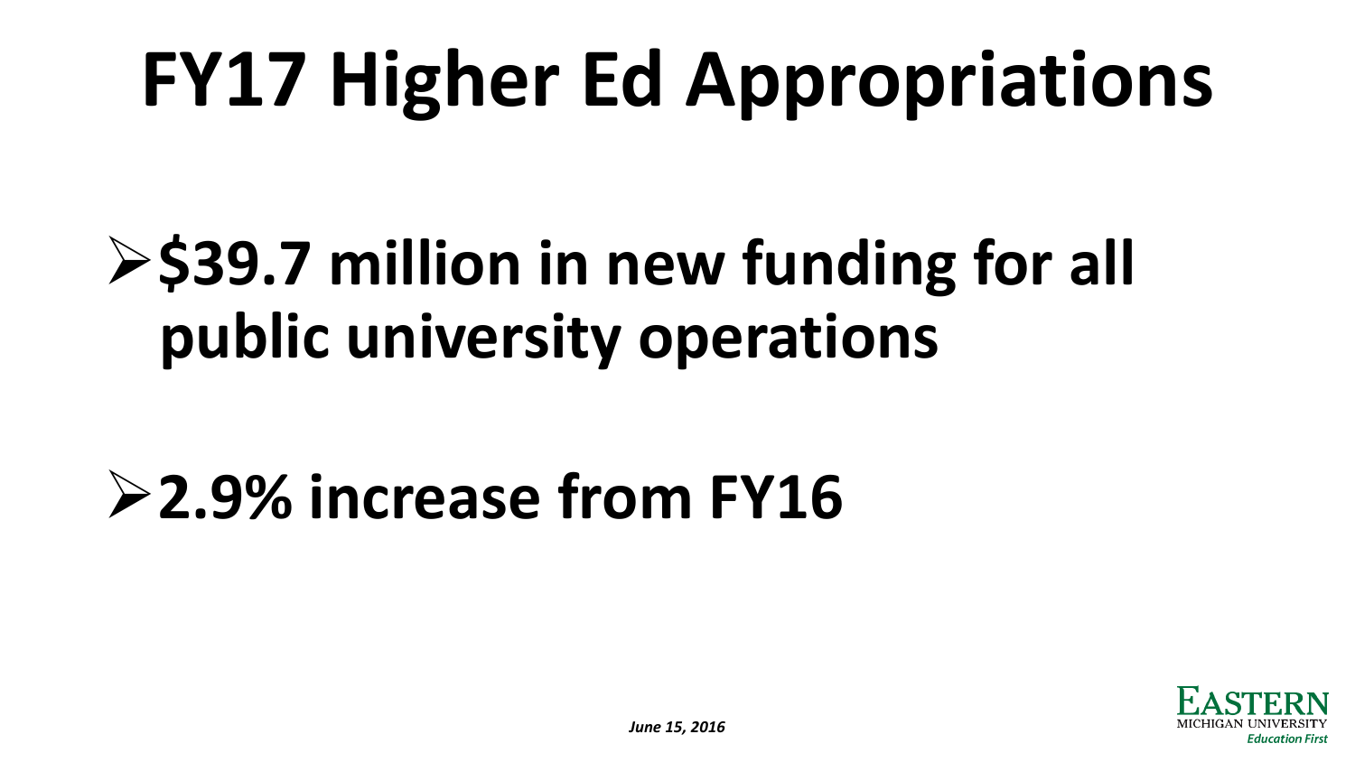# FY17 Higher Ed Appropriations

- **$39.7 million in new funding for all public university operations**
- **2.9% increase from FY16**

*June 15, 2016*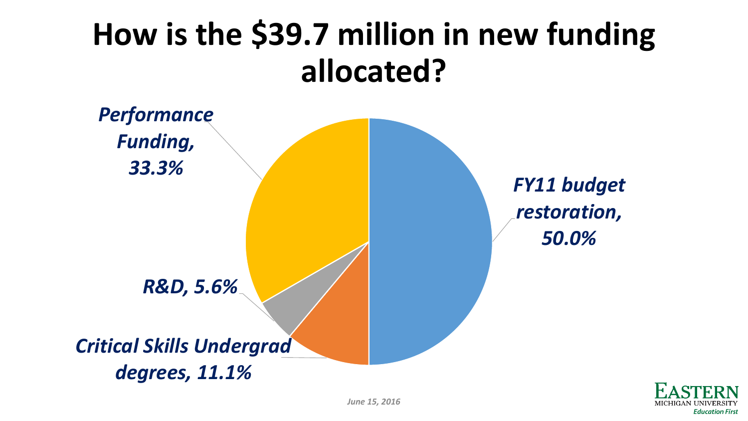# How is the $39.7 million in new funding allocated?

| Category | Share |
|---|---|
| FY11 budget restoration | 50.0% |
| Performance Funding | 33.3% |
| Critical Skills Undergrad degrees | 11.1% |
| R&D | 5.6% |

*June 15, 2016*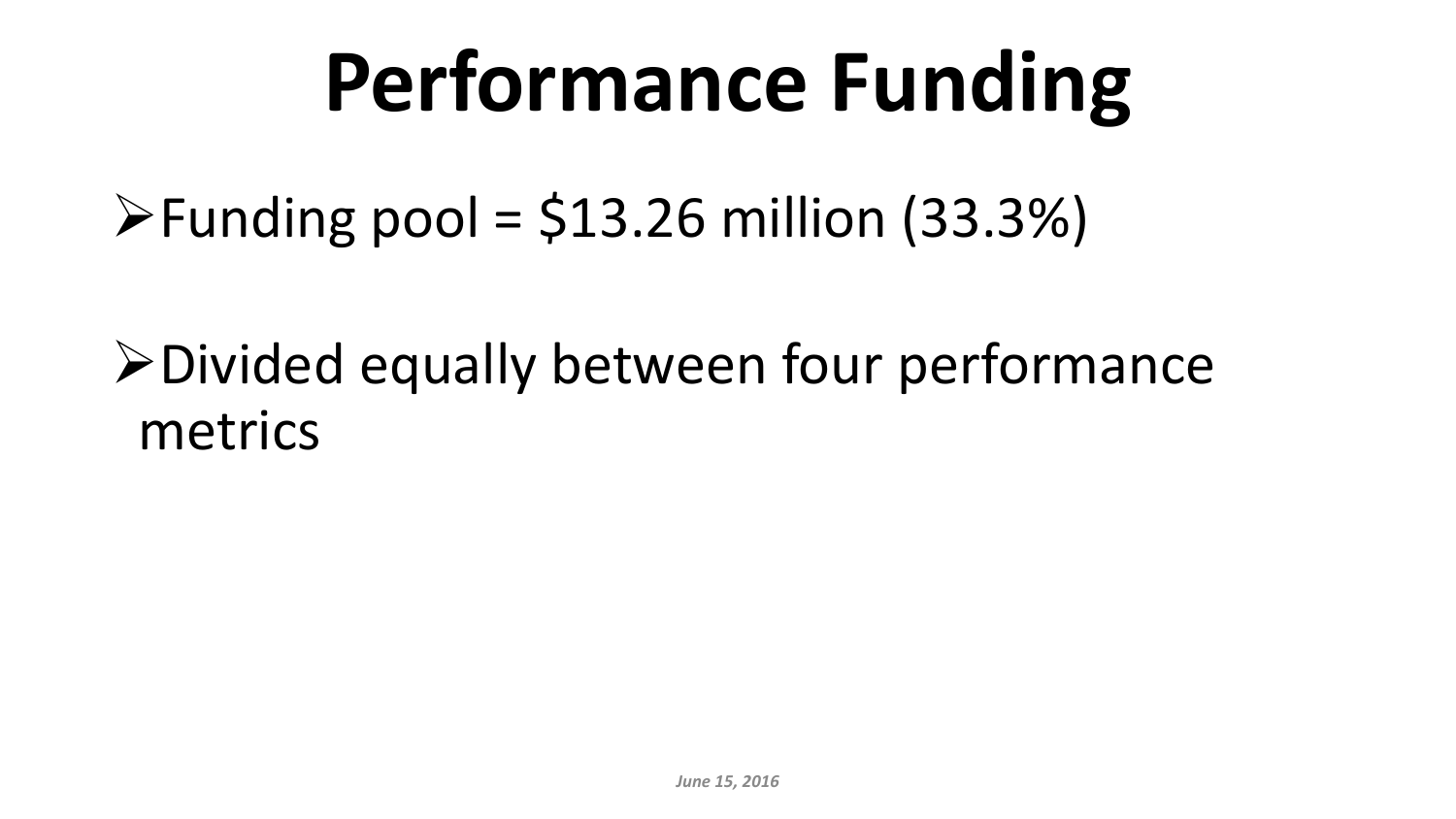# Performance Funding

- Funding pool = $13.26 million (33.3%)

- Divided equally between four performance metrics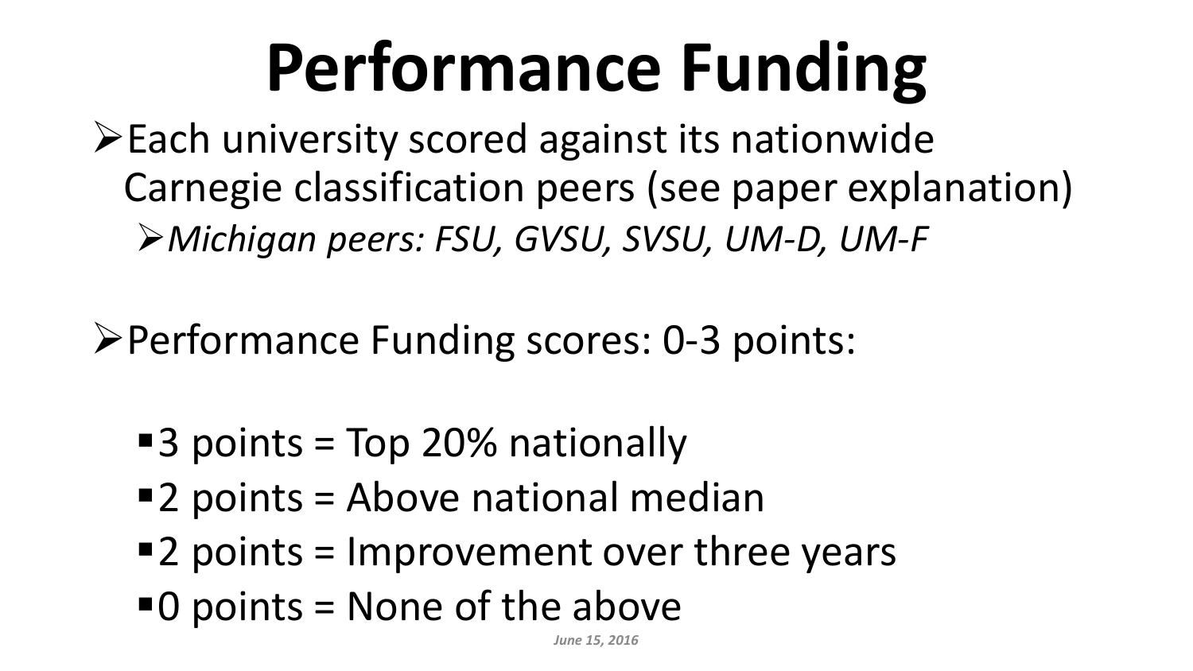# Performance Funding

- Each university scored against its nationwide Carnegie classification peers (see paper explanation)
  - *Michigan peers: FSU, GVSU, SVSU, UM-D, UM-F*

- Performance Funding scores: 0-3 points:
  - 3 points = Top 20% nationally
  - 2 points = Above national median
  - 2 points = Improvement over three years
  - 0 points = None of the above

*June 15, 2016*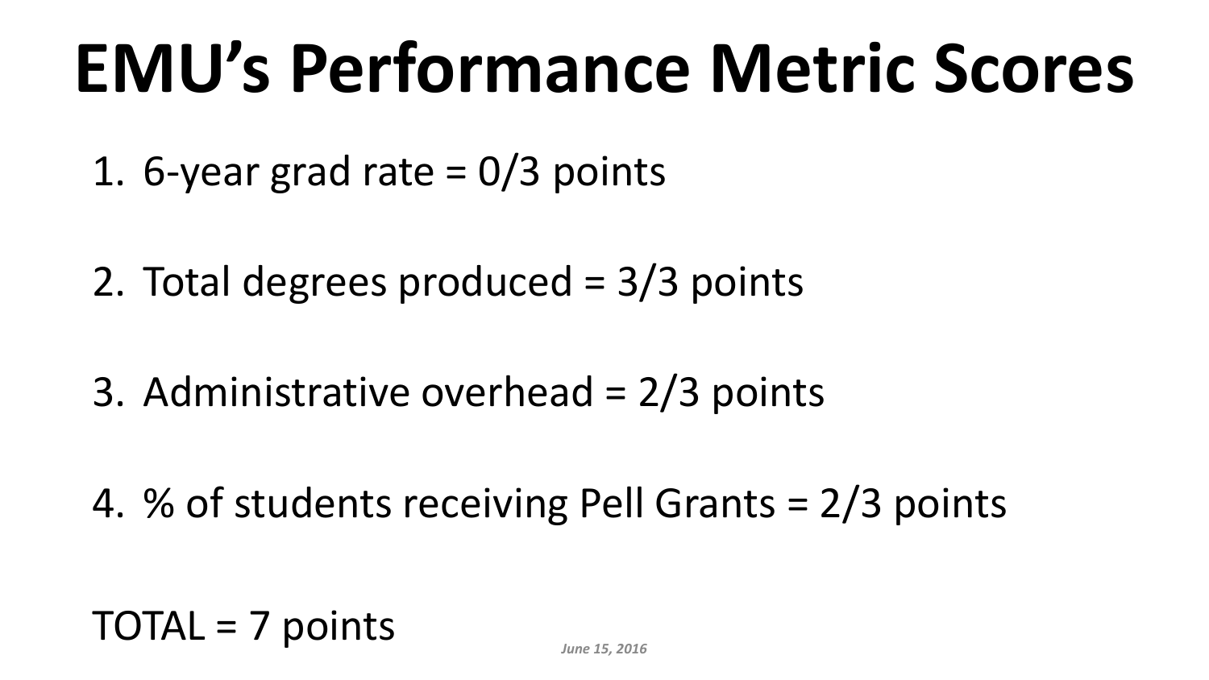# EMU's Performance Metric Scores

1. 6-year grad rate = 0/3 points
2. Total degrees produced = 3/3 points
3. Administrative overhead = 2/3 points
4. % of students receiving Pell Grants = 2/3 points

TOTAL = 7 points

*June 15, 2016*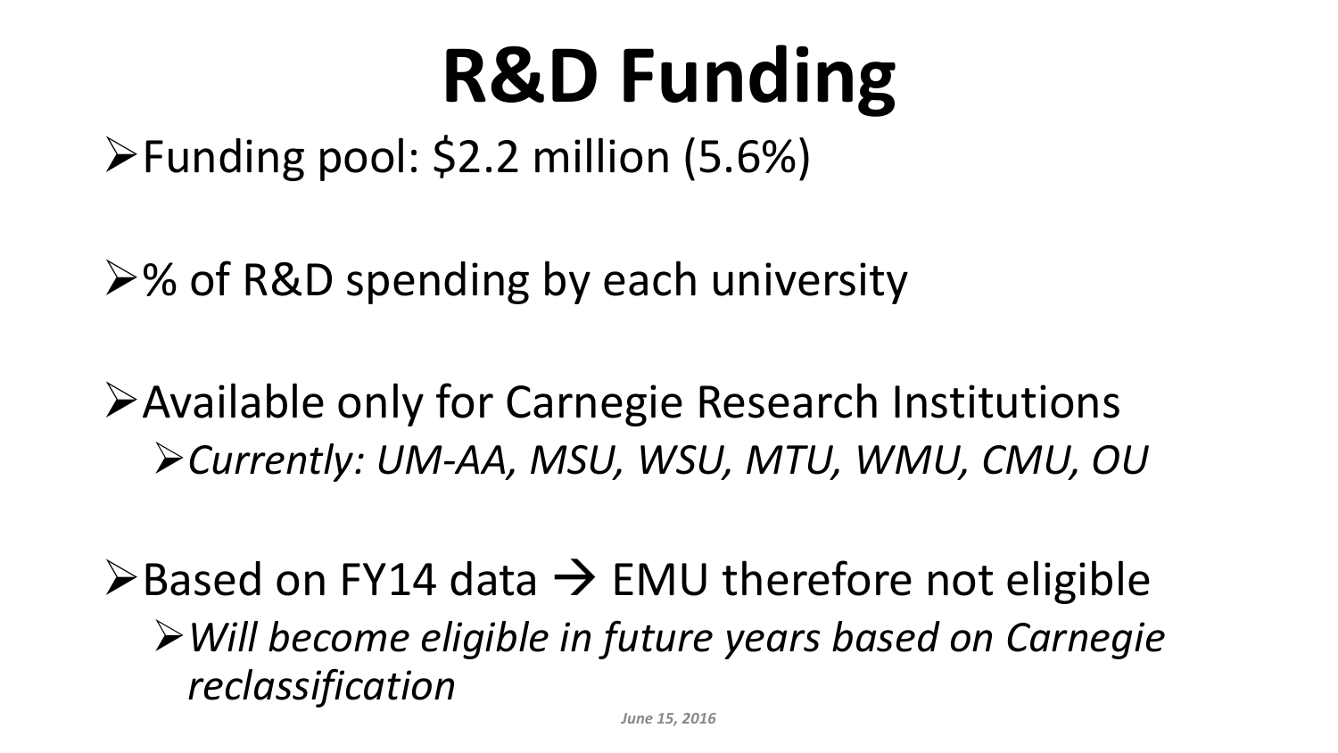# R&D Funding

- Funding pool: $2.2 million (5.6%)
- % of R&D spending by each university
- Available only for Carnegie Research Institutions
  - *Currently: UM-AA, MSU, WSU, MTU, WMU, CMU, OU*
- Based on FY14 data → EMU therefore not eligible
  - *Will become eligible in future years based on Carnegie reclassification*

*June 15, 2016*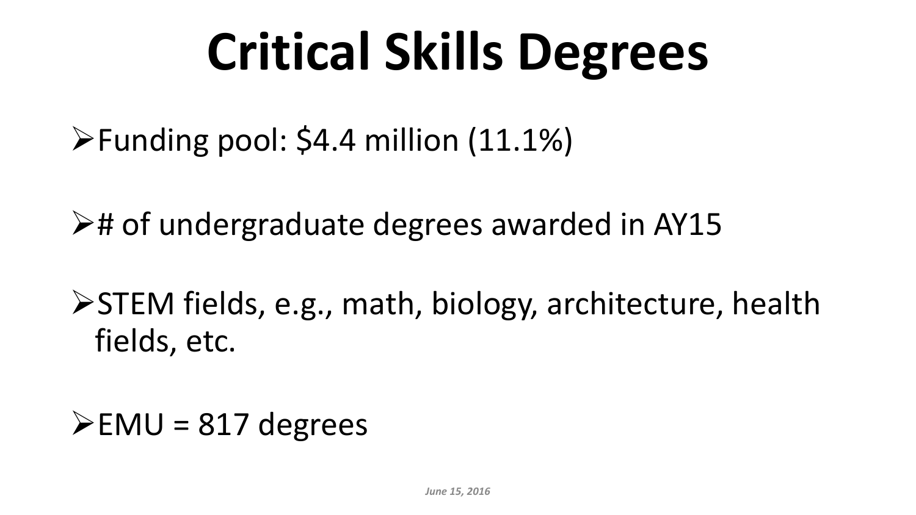# Critical Skills Degrees

- Funding pool: $4.4 million (11.1%)
- # of undergraduate degrees awarded in AY15
- STEM fields, e.g., math, biology, architecture, health fields, etc.
- EMU = 817 degrees

*June 15, 2016*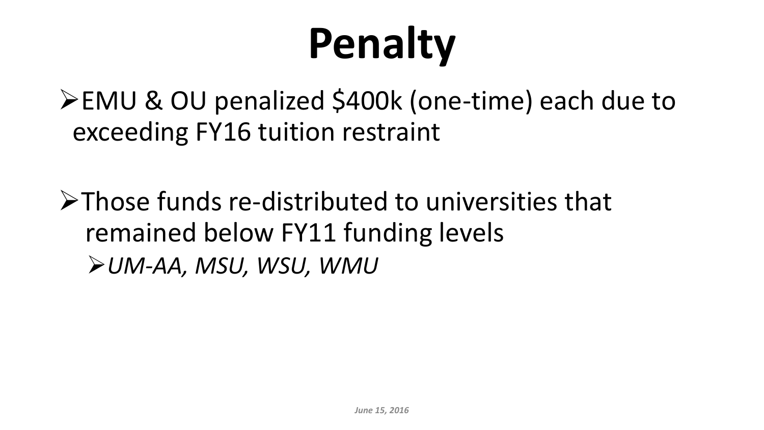# Penalty

- EMU & OU penalized $400k (one-time) each due to exceeding FY16 tuition restraint

- Those funds re-distributed to universities that remained below FY11 funding levels
  - *UM-AA, MSU, WSU, WMU*

*June 15, 2016*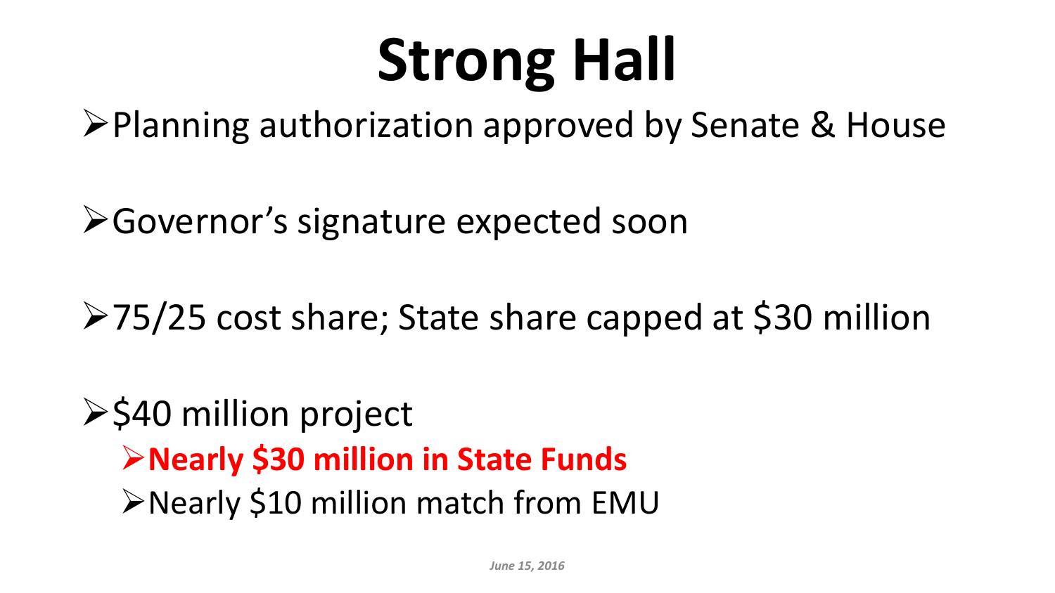# Strong Hall

- Planning authorization approved by Senate & House
- Governor's signature expected soon
- 75/25 cost share; State share capped at $30 million
- $40 million project
  - **Nearly $30 million in State Funds**
  - Nearly $10 million match from EMU

*June 15, 2016*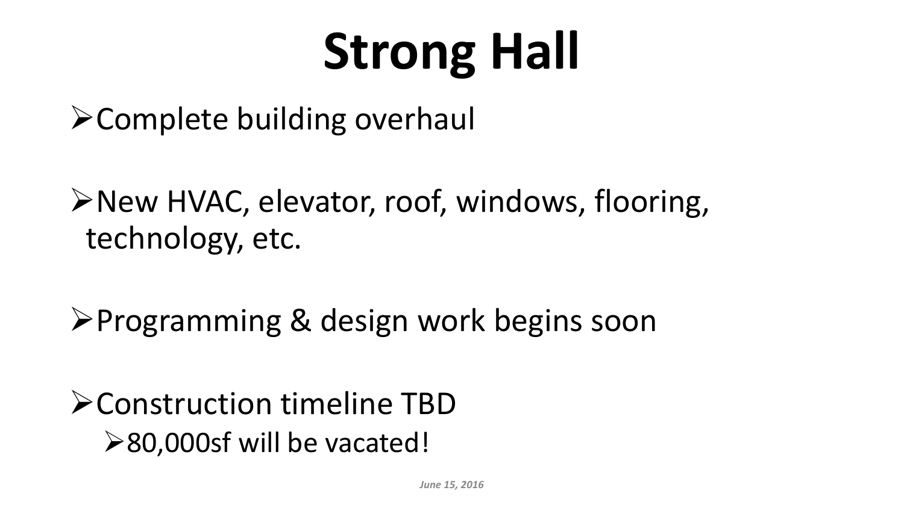# Strong Hall

- Complete building overhaul
- New HVAC, elevator, roof, windows, flooring, technology, etc.
- Programming & design work begins soon
- Construction timeline TBD
  - 80,000sf will be vacated!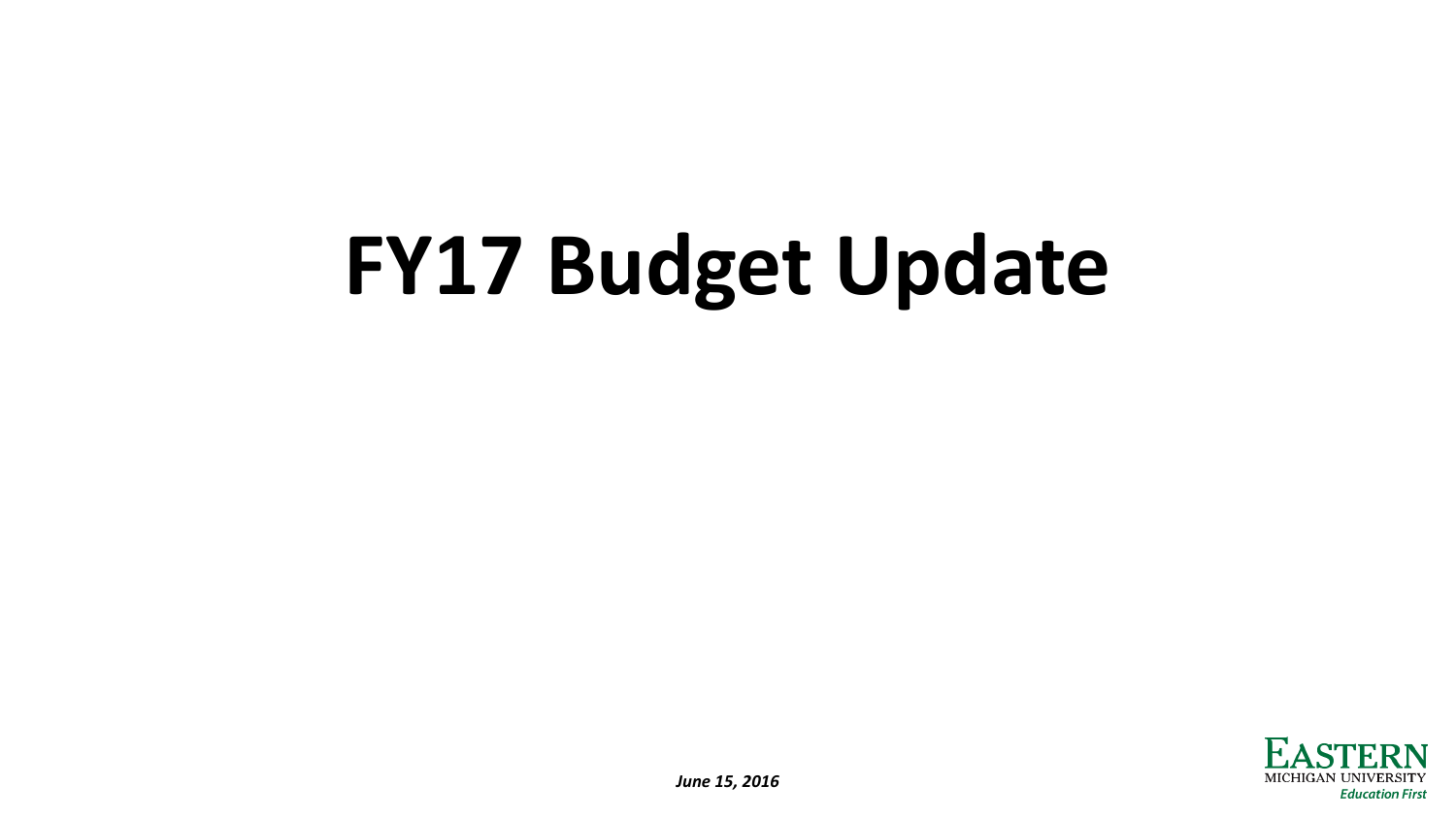# FY17 Budget Update

***June 15, 2016***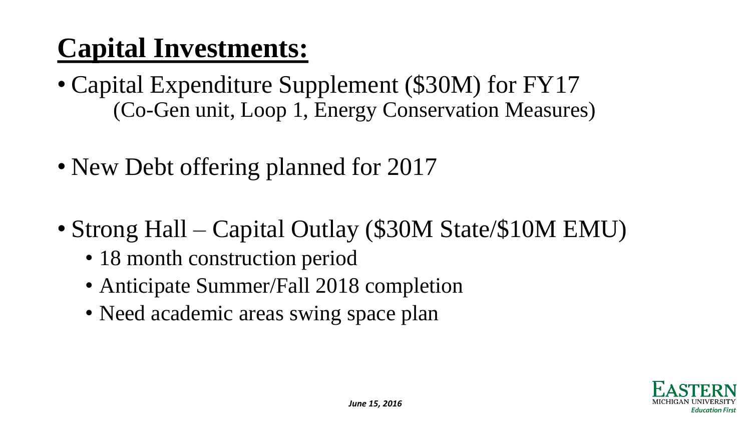# Capital Investments:

- Capital Expenditure Supplement ($30M) for FY17
  (Co-Gen unit, Loop 1, Energy Conservation Measures)

- New Debt offering planned for 2017

- Strong Hall – Capital Outlay ($30M State/$10M EMU)
  - 18 month construction period
  - Anticipate Summer/Fall 2018 completion
  - Need academic areas swing space plan

*June 15, 2016*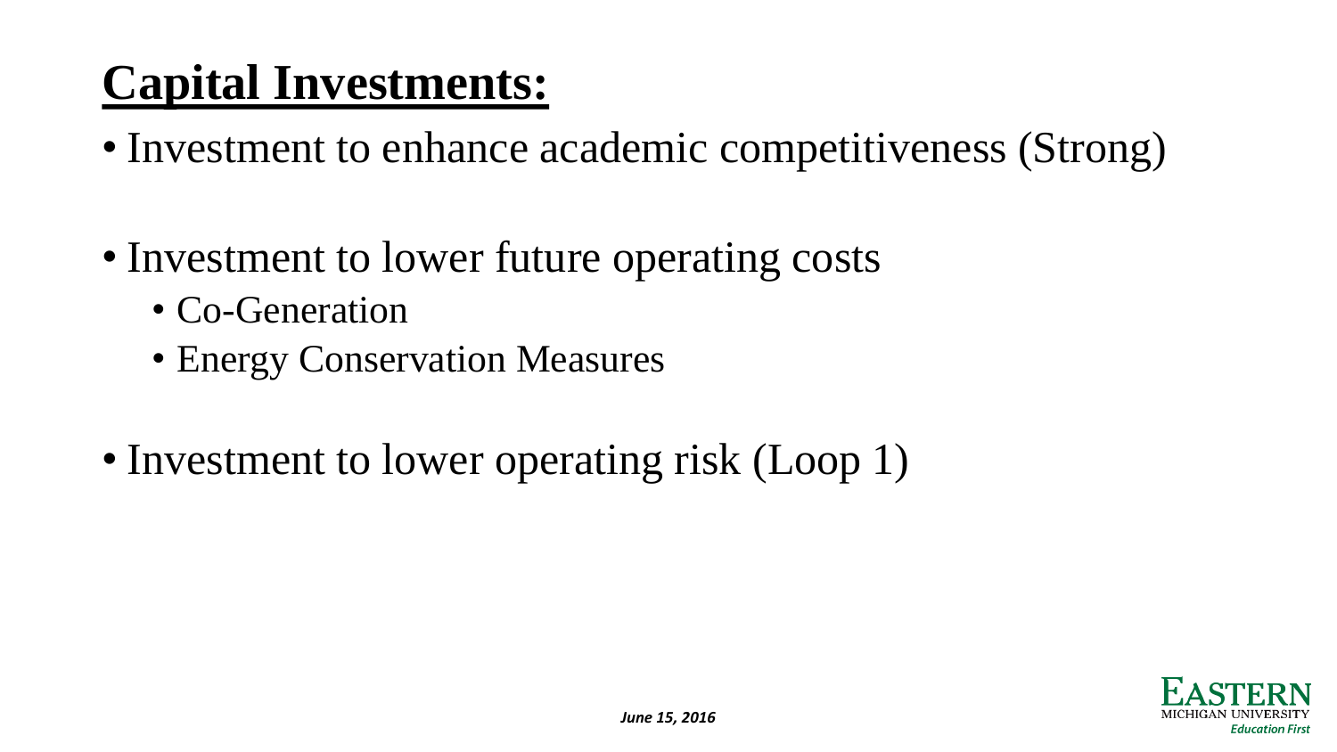# Capital Investments:

- Investment to enhance academic competitiveness (Strong)
- Investment to lower future operating costs
    - Co-Generation
    - Energy Conservation Measures
- Investment to lower operating risk (Loop 1)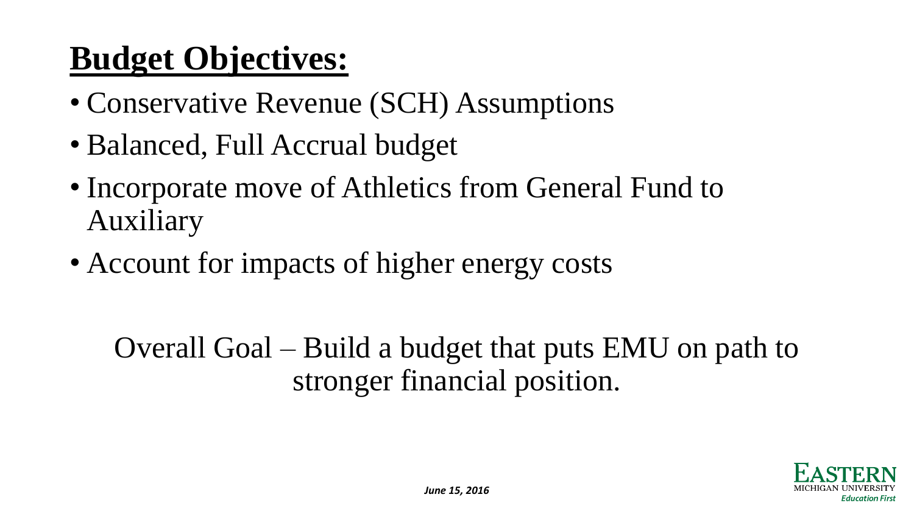# **Budget Objectives:**

- Conservative Revenue (SCH) Assumptions
- Balanced, Full Accrual budget
- Incorporate move of Athletics from General Fund to Auxiliary
- Account for impacts of higher energy costs

Overall Goal – Build a budget that puts EMU on path to stronger financial position.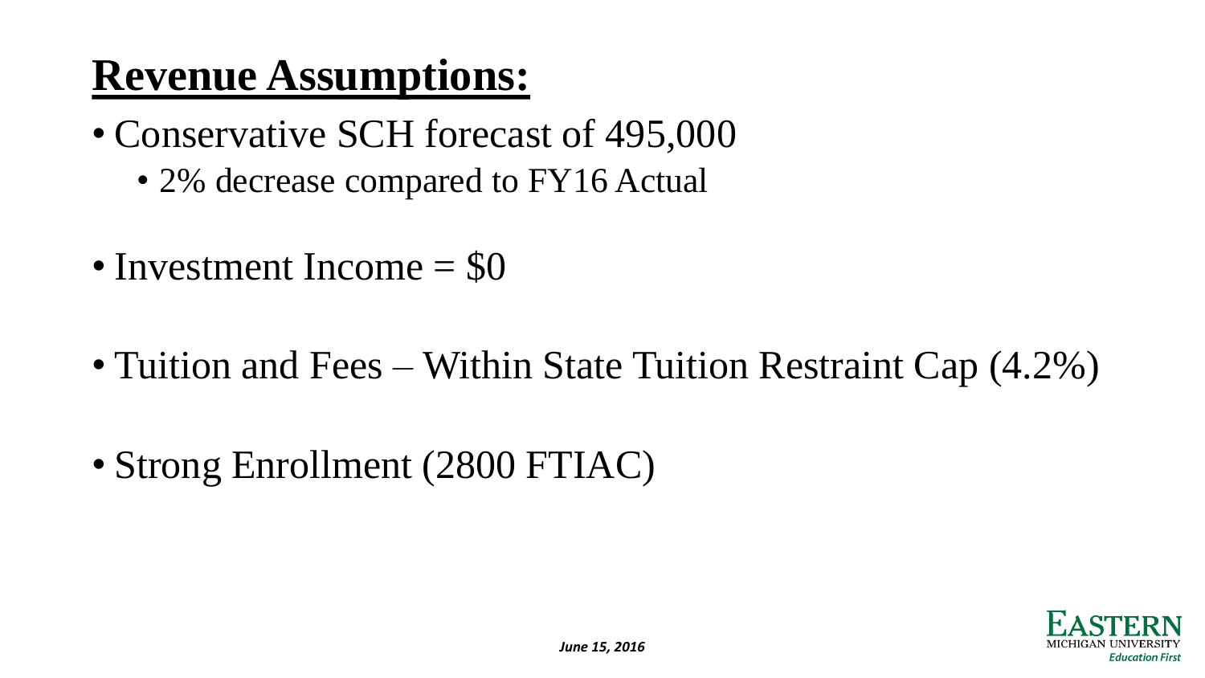# **Revenue Assumptions:**

- Conservative SCH forecast of 495,000
  - 2% decrease compared to FY16 Actual

- Investment Income = $0

- Tuition and Fees – Within State Tuition Restraint Cap (4.2%)

- Strong Enrollment (2800 FTIAC)

*June 15, 2016*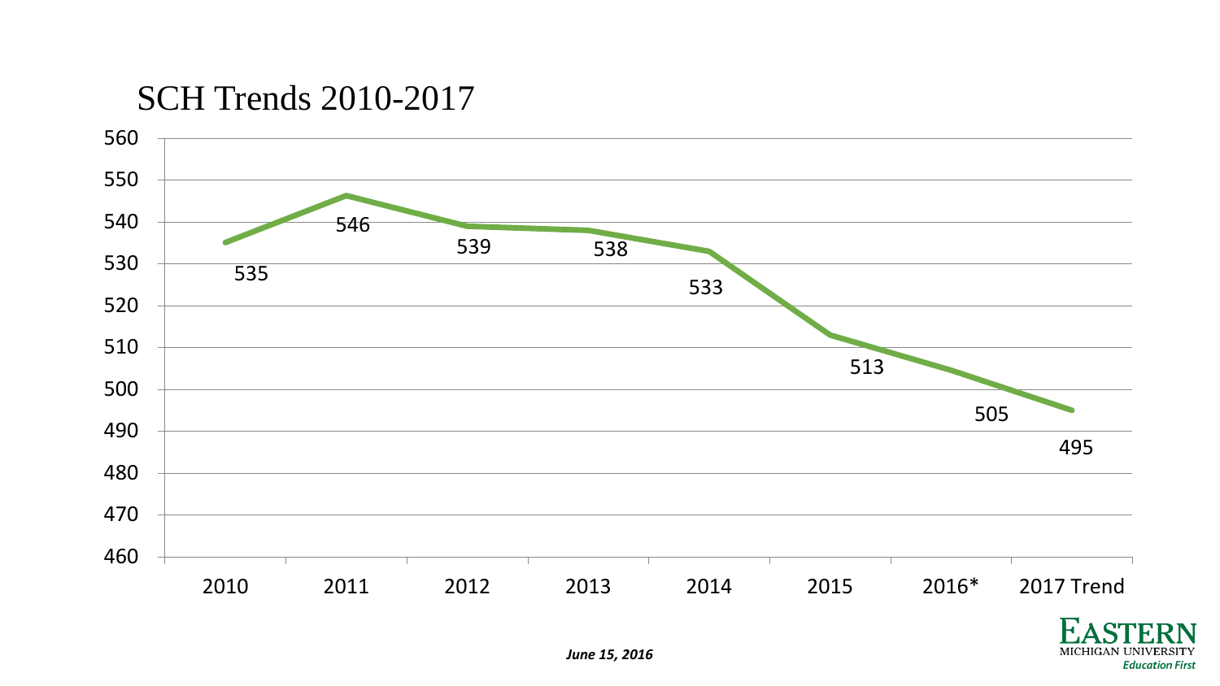# SCH Trends 2010-2017

| Year | SCH |
| --- | --- |
| 2010 | 535 |
| 2011 | 546 |
| 2012 | 539 |
| 2013 | 538 |
| 2014 | 533 |
| 2015 | 513 |
| 2016* | 505 |
| 2017 Trend | 495 |

*June 15, 2016*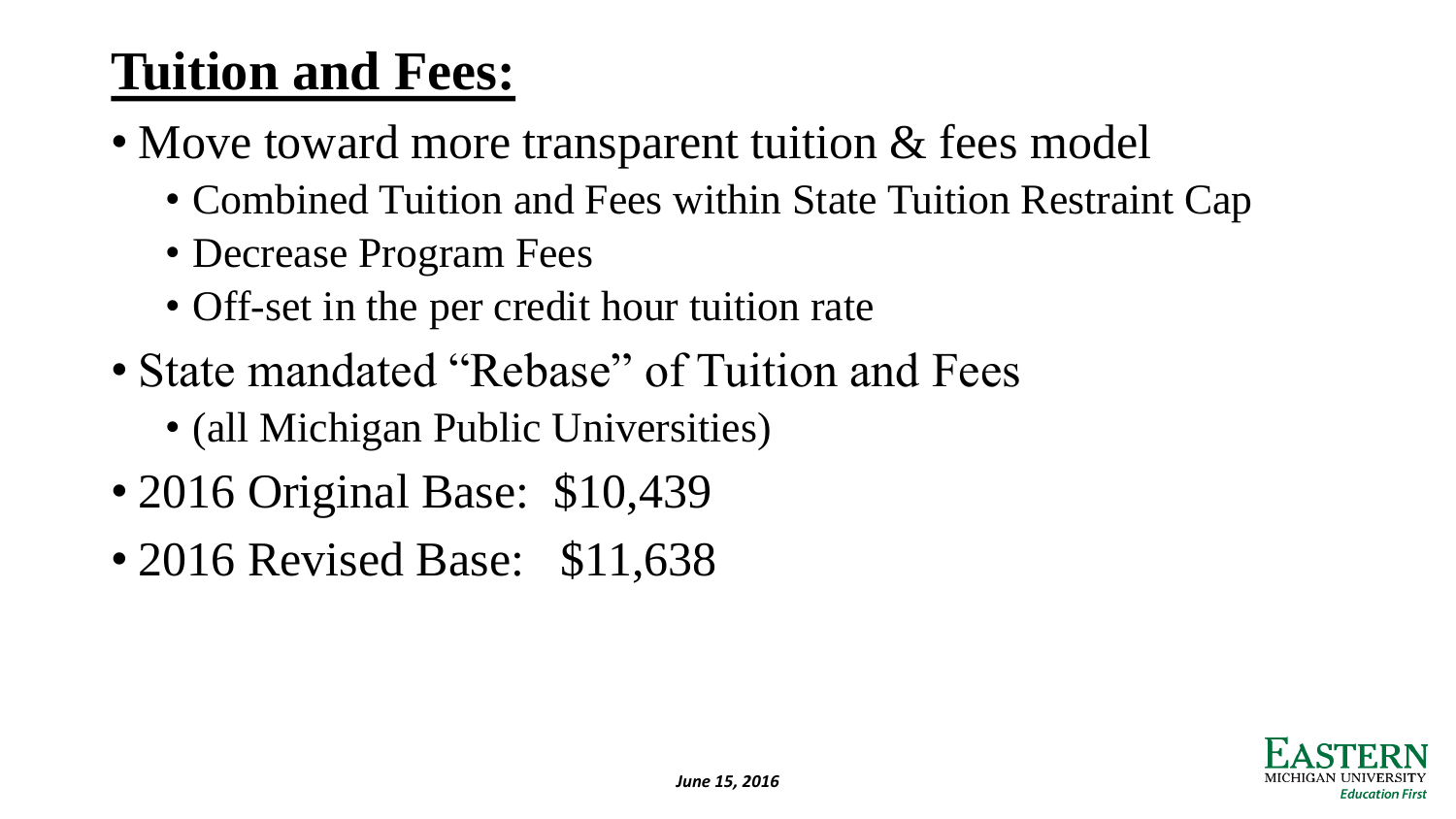# Tuition and Fees:

- Move toward more transparent tuition & fees model
  - Combined Tuition and Fees within State Tuition Restraint Cap
  - Decrease Program Fees
  - Off-set in the per credit hour tuition rate
- State mandated "Rebase" of Tuition and Fees
  - (all Michigan Public Universities)
- 2016 Original Base: $10,439
- 2016 Revised Base: $11,638

*June 15, 2016*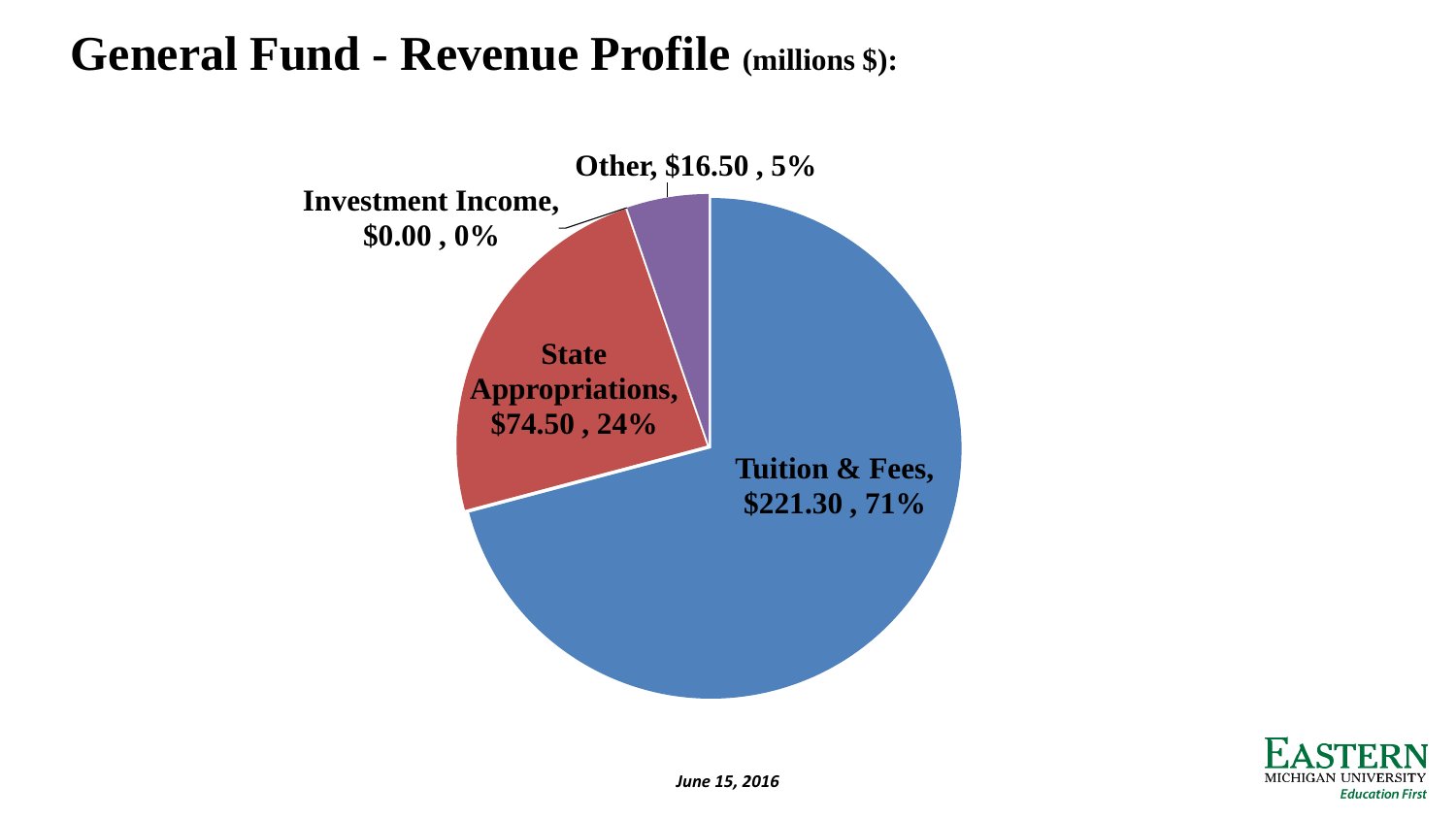# General Fund - Revenue Profile (millions $):

Other, $16.50 , 5%

Investment Income, $0.00 , 0%

State Appropriations, $74.50 , 24%

Tuition & Fees, $221.30 , 71%

*June 15, 2016*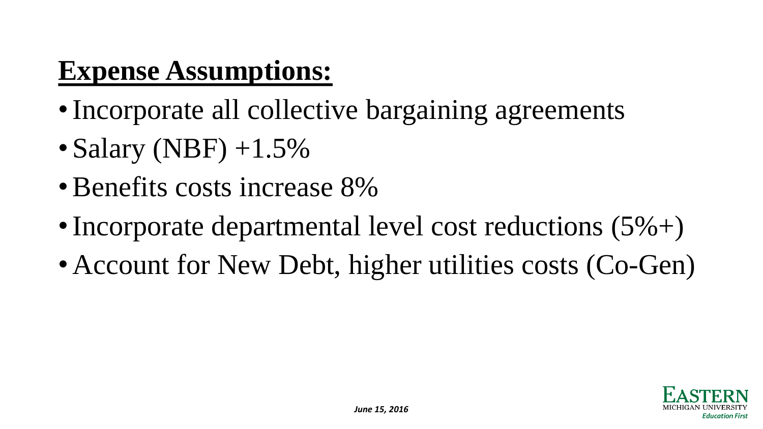## Expense Assumptions:

- Incorporate all collective bargaining agreements
- Salary (NBF) +1.5%
- Benefits costs increase 8%
- Incorporate departmental level cost reductions (5%+)
- Account for New Debt, higher utilities costs (Co-Gen)

*June 15, 2016*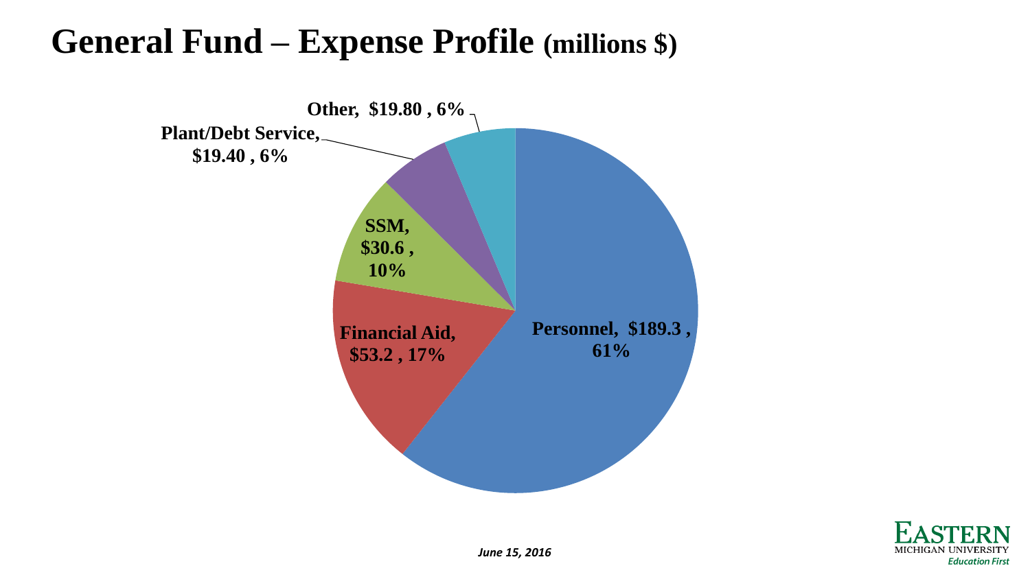# General Fund – Expense Profile (millions $)

Other, $19.80 , 6%

Plant/Debt Service, $19.40 , 6%

SSM, $30.6 , 10%

Financial Aid, $53.2 , 17%

Personnel, $189.3 , 61%

*June 15, 2016*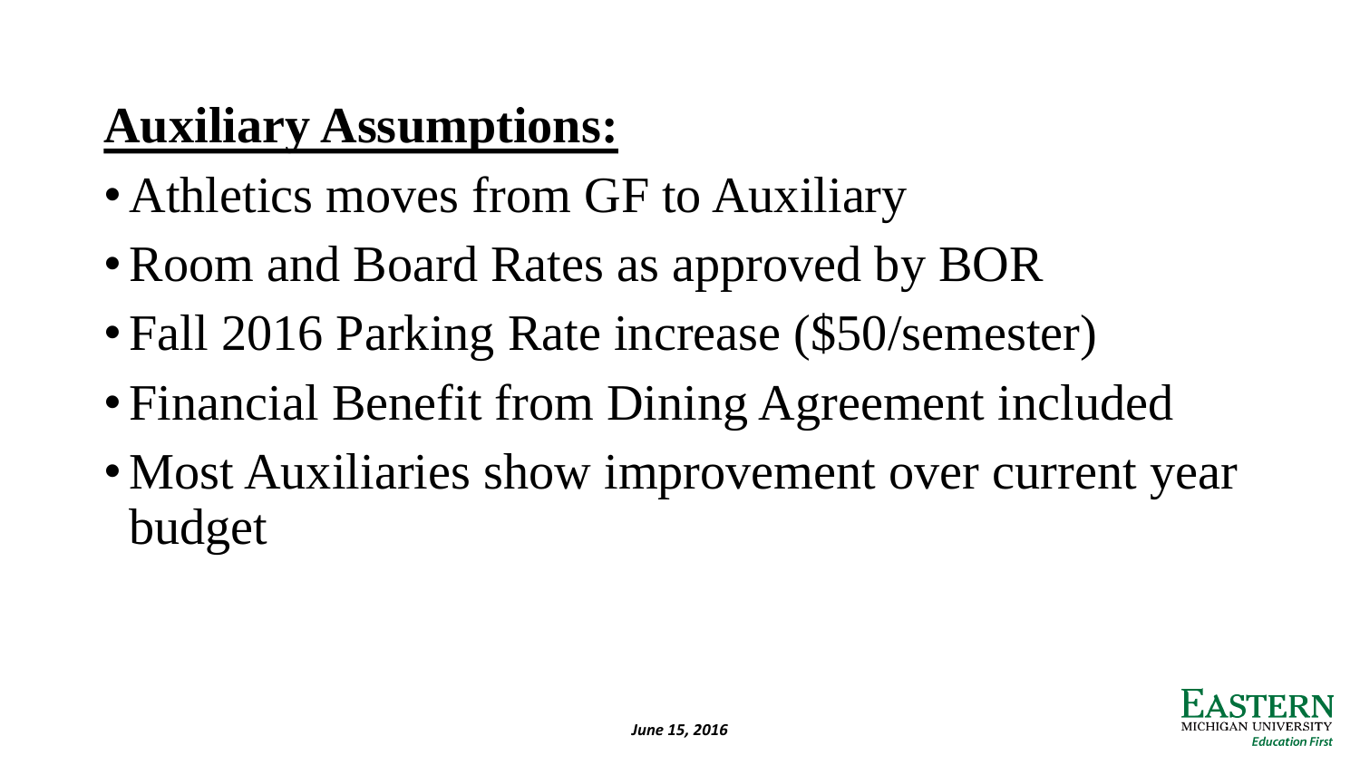# Auxiliary Assumptions:

- Athletics moves from GF to Auxiliary
- Room and Board Rates as approved by BOR
- Fall 2016 Parking Rate increase ($50/semester)
- Financial Benefit from Dining Agreement included
- Most Auxiliaries show improvement over current year budget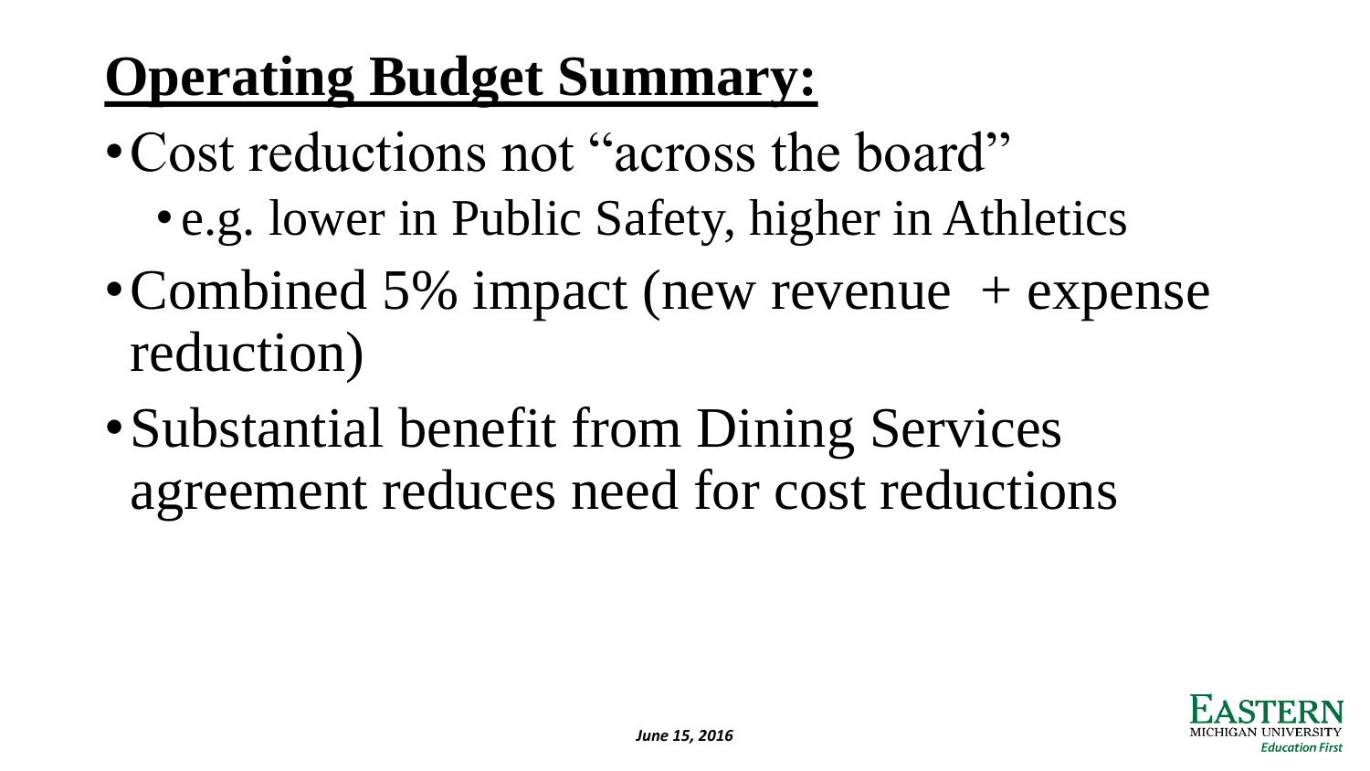# Operating Budget Summary:

- Cost reductions not "across the board"
  - e.g. lower in Public Safety, higher in Athletics
- Combined 5% impact (new revenue + expense reduction)
- Substantial benefit from Dining Services agreement reduces need for cost reductions